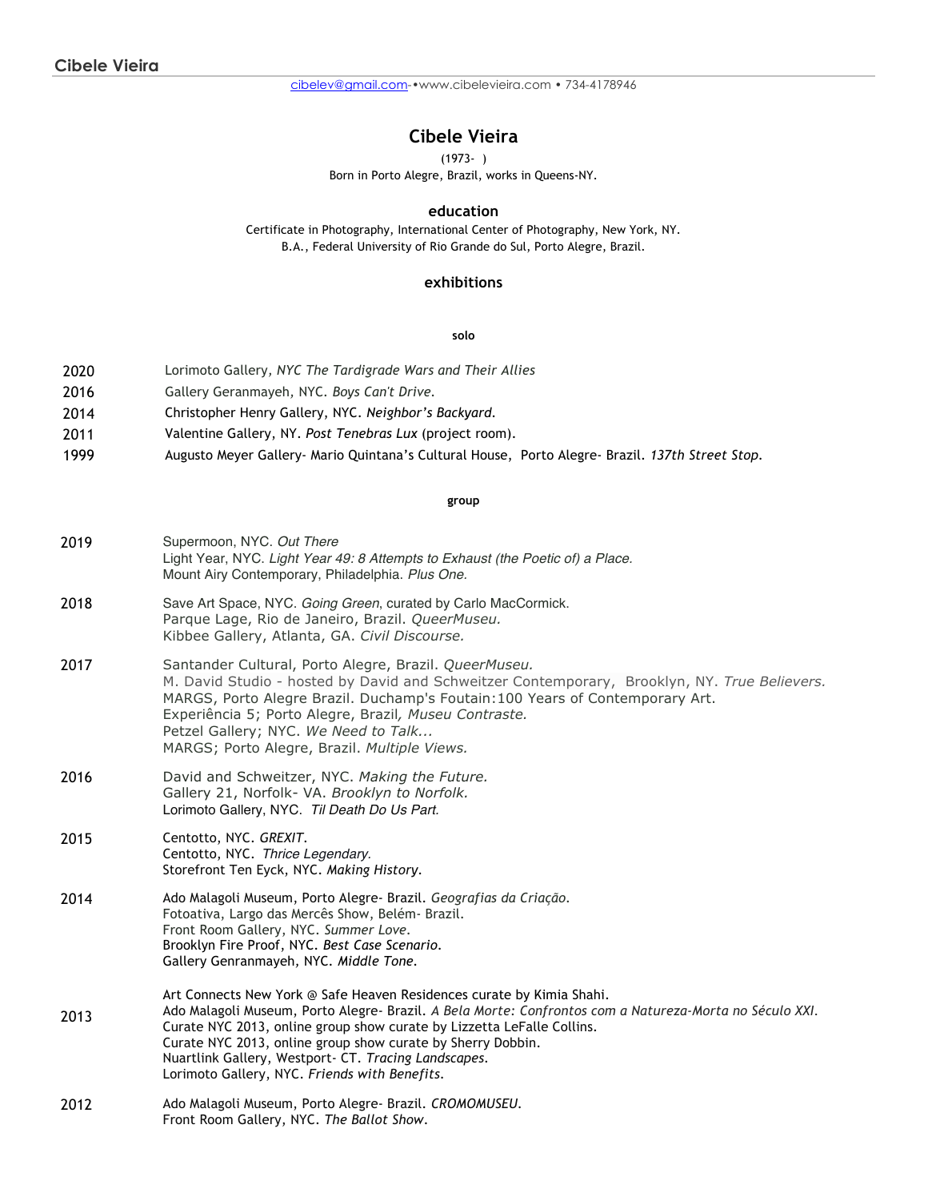Cibele Vieira

cibelev@gmail.com-•www.cibelevieira.com • 734-4178946

# Cibele Vieira

(1973- )

Born in Porto Alegre, Brazil, works in Queens-NY.

## education

Certificate in Photography, International Center of Photography, New York, NY.
B.A., Federal University of Rio Grande do Sul, Porto Alegre, Brazil.

## exhibitions

### solo

2020 Lorimoto Gallery, *NYC The Tardigrade Wars and Their Allies*

2016 Gallery Geranmayeh, NYC. *Boys Can't Drive*.

2014 Christopher Henry Gallery, NYC. *Neighbor's Backyard*.

2011 Valentine Gallery, NY. *Post Tenebras Lux* (project room).

1999 Augusto Meyer Gallery- Mario Quintana's Cultural House, Porto Alegre- Brazil. *137th Street Stop*.

### group

2019
Supermoon, NYC. *Out There*
Light Year, NYC. *Light Year 49: 8 Attempts to Exhaust (the Poetic of) a Place.*
Mount Airy Contemporary, Philadelphia. *Plus One.*

2018
Save Art Space, NYC. *Going Green*, curated by Carlo MacCormick.
Parque Lage, Rio de Janeiro, Brazil. *QueerMuseu.*
Kibbee Gallery, Atlanta, GA. *Civil Discourse.*

2017
Santander Cultural, Porto Alegre, Brazil. *QueerMuseu.*
M. David Studio - hosted by David and Schweitzer Contemporary, Brooklyn, NY. *True Believers.*
MARGS, Porto Alegre Brazil. Duchamp's Foutain:100 Years of Contemporary Art.
Experiência 5; Porto Alegre, Brazil*, Museu Contraste.*
Petzel Gallery; NYC. *We Need to Talk...*
MARGS; Porto Alegre, Brazil. *Multiple Views.*

2016
David and Schweitzer, NYC. *Making the Future.*
Gallery 21, Norfolk- VA. *Brooklyn to Norfolk.*
Lorimoto Gallery, NYC. *Til Death Do Us Part.*

2015
Centotto, NYC. *GREXIT*.
Centotto, NYC. *Thrice Legendary.*
Storefront Ten Eyck, NYC. *Making History*.

2014
Ado Malagoli Museum, Porto Alegre- Brazil. *Geografias da Criação*.
Fotoativa, Largo das Mercês Show, Belém- Brazil.
Front Room Gallery, NYC. *Summer Love*.
Brooklyn Fire Proof, NYC. *Best Case Scenario*.
Gallery Genranmayeh, NYC. *Middle Tone*.

2013
Art Connects New York @ Safe Heaven Residences curate by Kimia Shahi.
Ado Malagoli Museum, Porto Alegre- Brazil. *A Bela Morte: Confrontos com a Natureza-Morta no Século XXI*.
Curate NYC 2013, online group show curate by Lizzetta LeFalle Collins.
Curate NYC 2013, online group show curate by Sherry Dobbin.
Nuartlink Gallery, Westport- CT. *Tracing Landscapes*.
Lorimoto Gallery, NYC. *Friends with Benefits*.

2012
Ado Malagoli Museum, Porto Alegre- Brazil. *CROMOMUSEU*.
Front Room Gallery, NYC. *The Ballot Show*.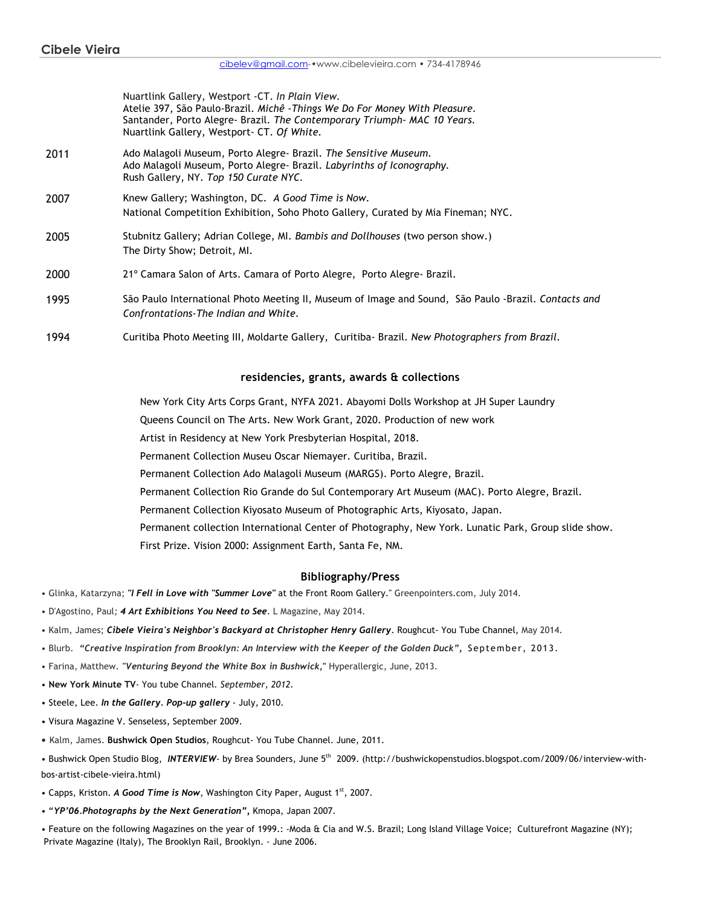Nuartlink Gallery, Westport -CT. *In Plain View.*
Atelie 397, São Paulo-Brazil. *Michê -Things We Do For Money With Pleasure.*
Santander, Porto Alegre- Brazil. *The Contemporary Triumph- MAC 10 Years.*
Nuartlink Gallery, Westport- CT. *Of White.*

2011 Ado Malagoli Museum, Porto Alegre- Brazil. *The Sensitive Museum.*
Ado Malagoli Museum, Porto Alegre- Brazil. *Labyrinths of Iconography.*
Rush Gallery, NY. *Top 150 Curate NYC.*

2007 Knew Gallery; Washington, DC. *A Good Time is Now.*
National Competition Exhibition, Soho Photo Gallery, Curated by Mia Fineman; NYC.

2005 Stubnitz Gallery; Adrian College, MI. *Bambis and Dollhouses* (two person show.)
The Dirty Show; Detroit, MI.

2000 21º Camara Salon of Arts. Camara of Porto Alegre, Porto Alegre- Brazil.

1995 São Paulo International Photo Meeting II, Museum of Image and Sound, São Paulo -Brazil. *Contacts and Confrontations-The Indian and White.*

1994 Curitiba Photo Meeting III, Moldarte Gallery, Curitiba- Brazil. *New Photographers from Brazil.*

## residencies, grants, awards & collections

New York City Arts Corps Grant, NYFA 2021. Abayomi Dolls Workshop at JH Super Laundry
Queens Council on The Arts. New Work Grant, 2020. Production of new work
Artist in Residency at New York Presbyterian Hospital, 2018.
Permanent Collection Museu Oscar Niemayer. Curitiba, Brazil.
Permanent Collection Ado Malagoli Museum (MARGS). Porto Alegre, Brazil.
Permanent Collection Rio Grande do Sul Contemporary Art Museum (MAC). Porto Alegre, Brazil.
Permanent Collection Kiyosato Museum of Photographic Arts, Kiyosato, Japan.
Permanent collection International Center of Photography, New York. Lunatic Park, Group slide show.
First Prize. Vision 2000: Assignment Earth, Santa Fe, NM.

## Bibliography/Press

- Glinka, Katarzyna; ***"I Fell in Love with "Summer Love"*** at the Front Room Gallery." Greenpointers.com, July 2014.
- D'Agostino, Paul; ***4 Art Exhibitions You Need to See***. L Magazine, May 2014.
- Kalm, James; ***Cibele Vieira's Neighbor's Backyard at Christopher Henry Gallery***. Roughcut- You Tube Channel, May 2014.
- Blurb. ***"Creative Inspiration from Brooklyn: An Interview with the Keeper of the Golden Duck"***, September, 2013.
- Farina, Matthew. ***"Venturing Beyond the White Box in Bushwick***," Hyperallergic, June, 2013.
- **New York Minute TV**- You tube Channel. *September, 2012.*
- Steele, Lee. ***In the Gallery***. ***Pop-up gallery*** - July, 2010.
- Visura Magazine V. Senseless, September 2009.
- Kalm, James. **Bushwick Open Studios**, Roughcut- You Tube Channel. June, 2011.
- Bushwick Open Studio Blog, ***INTERVIEW***- by Brea Sounders, June 5th 2009. (http://bushwickopenstudios.blogspot.com/2009/06/interview-with-bos-artist-cibele-vieira.html)
- Capps, Kriston. ***A Good Time is Now***, Washington City Paper, August 1st, 2007.
- ***"YP'06.Photographs by the Next Generation",*** Kmopa, Japan 2007.
- Feature on the following Magazines on the year of 1999.: -Moda & Cia and W.S. Brazil; Long Island Village Voice; Culturefront Magazine (NY); Private Magazine (Italy), The Brooklyn Rail, Brooklyn. - June 2006.